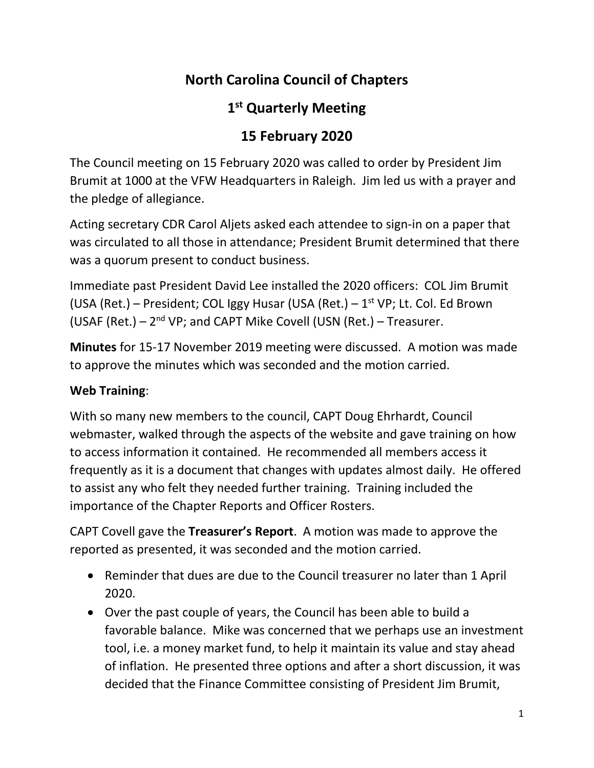# North Carolina Council of Chapters

## 1st Quarterly Meeting

## 15 February 2020

The Council meeting on 15 February 2020 was called to order by President Jim Brumit at 1000 at the VFW Headquarters in Raleigh. Jim led us with a prayer and the pledge of allegiance.

Acting secretary CDR Carol Aljets asked each attendee to sign-in on a paper that was circulated to all those in attendance; President Brumit determined that there was a quorum present to conduct business.

Immediate past President David Lee installed the 2020 officers: COL Jim Brumit (USA (Ret.) – President; COL Iggy Husar (USA (Ret.) – 1st VP; Lt. Col. Ed Brown (USAF (Ret.) – 2nd VP; and CAPT Mike Covell (USN (Ret.) – Treasurer.

**Minutes** for 15-17 November 2019 meeting were discussed. A motion was made to approve the minutes which was seconded and the motion carried.

**Web Training**:

With so many new members to the council, CAPT Doug Ehrhardt, Council webmaster, walked through the aspects of the website and gave training on how to access information it contained. He recommended all members access it frequently as it is a document that changes with updates almost daily. He offered to assist any who felt they needed further training. Training included the importance of the Chapter Reports and Officer Rosters.

CAPT Covell gave the **Treasurer's Report**. A motion was made to approve the reported as presented, it was seconded and the motion carried.

- Reminder that dues are due to the Council treasurer no later than 1 April 2020.
- Over the past couple of years, the Council has been able to build a favorable balance. Mike was concerned that we perhaps use an investment tool, i.e. a money market fund, to help it maintain its value and stay ahead of inflation. He presented three options and after a short discussion, it was decided that the Finance Committee consisting of President Jim Brumit,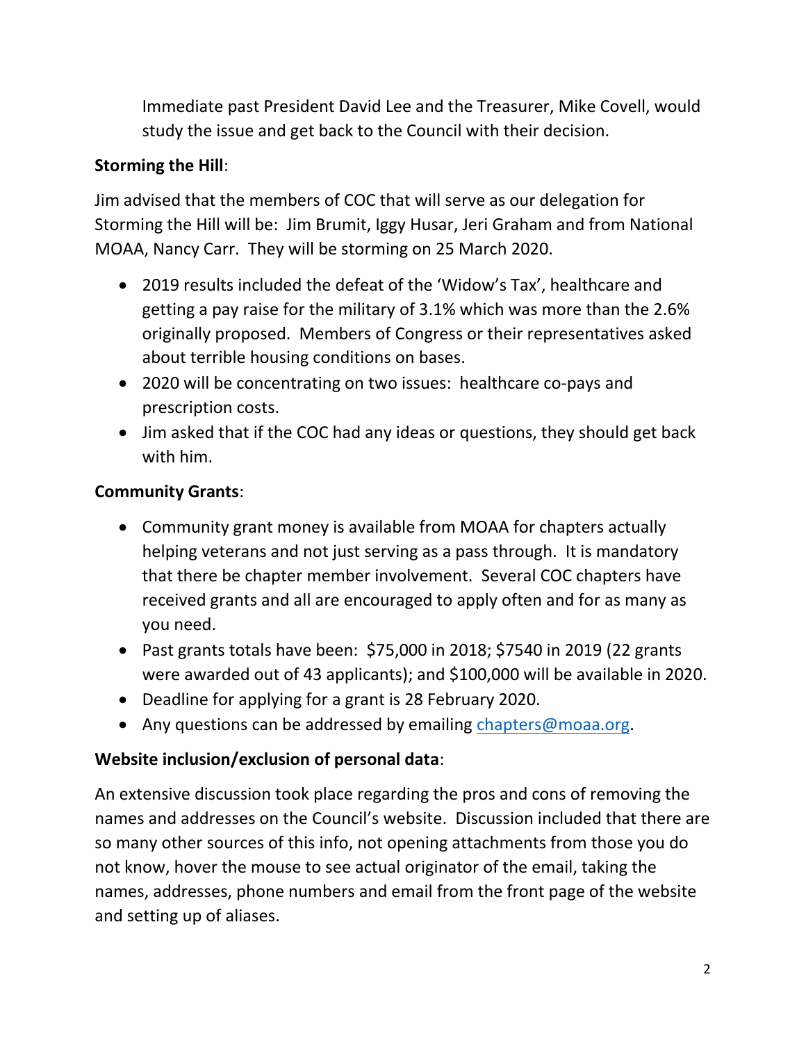Immediate past President David Lee and the Treasurer, Mike Covell, would study the issue and get back to the Council with their decision.

**Storming the Hill**:

Jim advised that the members of COC that will serve as our delegation for Storming the Hill will be: Jim Brumit, Iggy Husar, Jeri Graham and from National MOAA, Nancy Carr. They will be storming on 25 March 2020.

- 2019 results included the defeat of the 'Widow's Tax', healthcare and getting a pay raise for the military of 3.1% which was more than the 2.6% originally proposed. Members of Congress or their representatives asked about terrible housing conditions on bases.
- 2020 will be concentrating on two issues: healthcare co-pays and prescription costs.
- Jim asked that if the COC had any ideas or questions, they should get back with him.

**Community Grants**:

- Community grant money is available from MOAA for chapters actually helping veterans and not just serving as a pass through. It is mandatory that there be chapter member involvement. Several COC chapters have received grants and all are encouraged to apply often and for as many as you need.
- Past grants totals have been: $75,000 in 2018; $7540 in 2019 (22 grants were awarded out of 43 applicants); and $100,000 will be available in 2020.
- Deadline for applying for a grant is 28 February 2020.
- Any questions can be addressed by emailing chapters@moaa.org.

**Website inclusion/exclusion of personal data**:

An extensive discussion took place regarding the pros and cons of removing the names and addresses on the Council's website. Discussion included that there are so many other sources of this info, not opening attachments from those you do not know, hover the mouse to see actual originator of the email, taking the names, addresses, phone numbers and email from the front page of the website and setting up of aliases.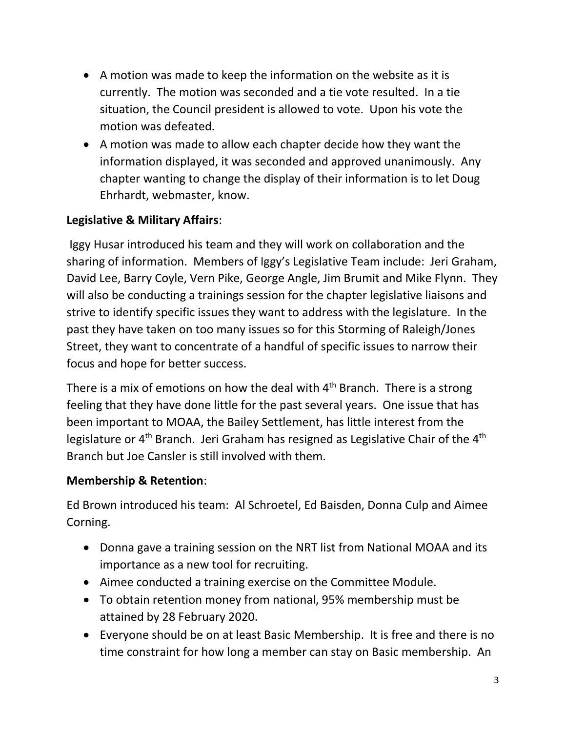- A motion was made to keep the information on the website as it is currently. The motion was seconded and a tie vote resulted. In a tie situation, the Council president is allowed to vote. Upon his vote the motion was defeated.
- A motion was made to allow each chapter decide how they want the information displayed, it was seconded and approved unanimously. Any chapter wanting to change the display of their information is to let Doug Ehrhardt, webmaster, know.

**Legislative & Military Affairs**:

Iggy Husar introduced his team and they will work on collaboration and the sharing of information. Members of Iggy's Legislative Team include: Jeri Graham, David Lee, Barry Coyle, Vern Pike, George Angle, Jim Brumit and Mike Flynn. They will also be conducting a trainings session for the chapter legislative liaisons and strive to identify specific issues they want to address with the legislature. In the past they have taken on too many issues so for this Storming of Raleigh/Jones Street, they want to concentrate of a handful of specific issues to narrow their focus and hope for better success.

There is a mix of emotions on how the deal with 4th Branch. There is a strong feeling that they have done little for the past several years. One issue that has been important to MOAA, the Bailey Settlement, has little interest from the legislature or 4th Branch. Jeri Graham has resigned as Legislative Chair of the 4th Branch but Joe Cansler is still involved with them.

**Membership & Retention**:

Ed Brown introduced his team: Al Schroetel, Ed Baisden, Donna Culp and Aimee Corning.

- Donna gave a training session on the NRT list from National MOAA and its importance as a new tool for recruiting.
- Aimee conducted a training exercise on the Committee Module.
- To obtain retention money from national, 95% membership must be attained by 28 February 2020.
- Everyone should be on at least Basic Membership. It is free and there is no time constraint for how long a member can stay on Basic membership. An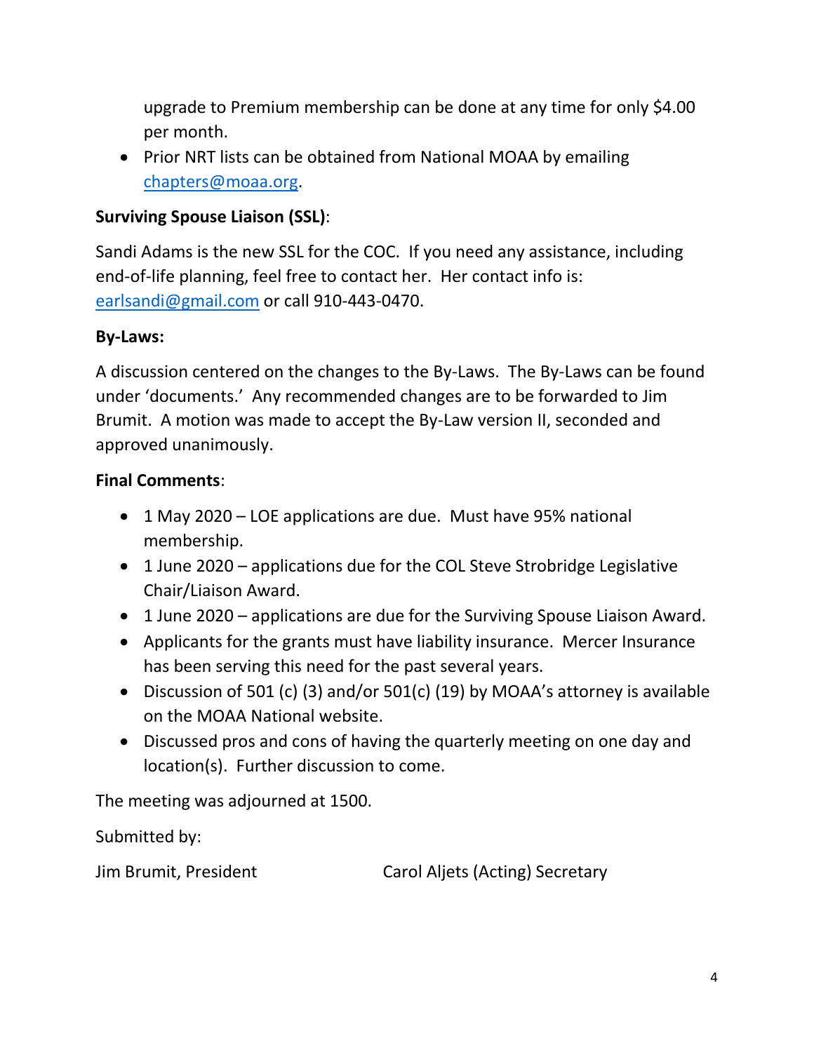upgrade to Premium membership can be done at any time for only $4.00 per month.

- Prior NRT lists can be obtained from National MOAA by emailing chapters@moaa.org.

**Surviving Spouse Liaison (SSL)**:

Sandi Adams is the new SSL for the COC. If you need any assistance, including end-of-life planning, feel free to contact her. Her contact info is: earlsandi@gmail.com or call 910-443-0470.

**By-Laws:**

A discussion centered on the changes to the By-Laws. The By-Laws can be found under 'documents.' Any recommended changes are to be forwarded to Jim Brumit. A motion was made to accept the By-Law version II, seconded and approved unanimously.

**Final Comments**:

- 1 May 2020 – LOE applications are due. Must have 95% national membership.
- 1 June 2020 – applications due for the COL Steve Strobridge Legislative Chair/Liaison Award.
- 1 June 2020 – applications are due for the Surviving Spouse Liaison Award.
- Applicants for the grants must have liability insurance. Mercer Insurance has been serving this need for the past several years.
- Discussion of 501 (c) (3) and/or 501(c) (19) by MOAA's attorney is available on the MOAA National website.
- Discussed pros and cons of having the quarterly meeting on one day and location(s). Further discussion to come.

The meeting was adjourned at 1500.

Submitted by:

Jim Brumit, President Carol Aljets (Acting) Secretary